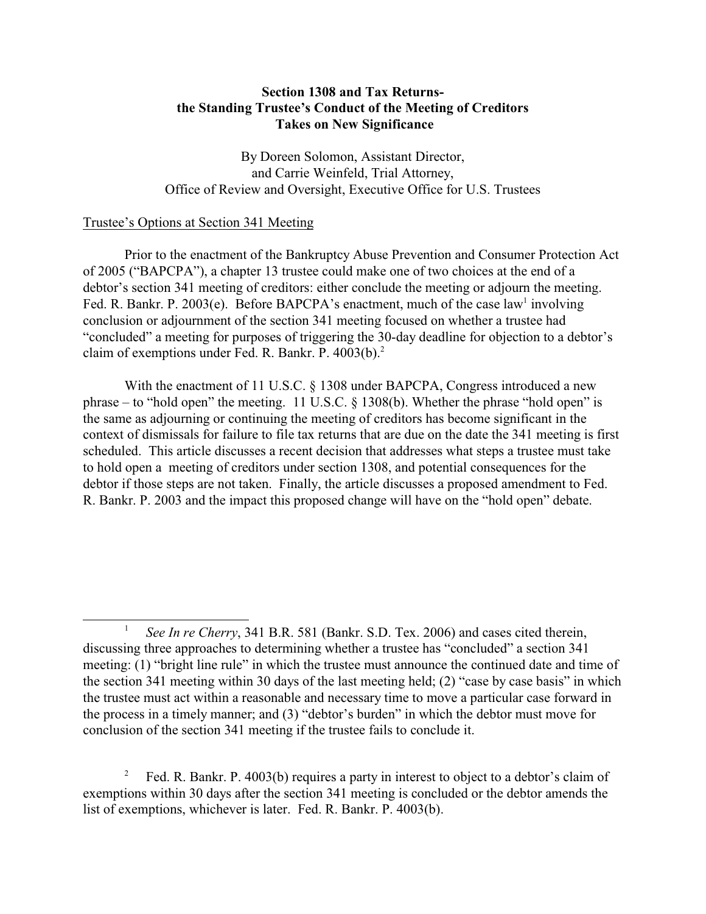# Section 1308 and Tax Returns- the Standing Trustee's Conduct of the Meeting of Creditors Takes on New Significance

By Doreen Solomon, Assistant Director, and Carrie Weinfeld, Trial Attorney, Office of Review and Oversight, Executive Office for U.S. Trustees

## Trustee's Options at Section 341 Meeting

Prior to the enactment of the Bankruptcy Abuse Prevention and Consumer Protection Act of 2005 ("BAPCPA"), a chapter 13 trustee could make one of two choices at the end of a debtor's section 341 meeting of creditors: either conclude the meeting or adjourn the meeting. Fed. R. Bankr. P. 2003(e). Before BAPCPA's enactment, much of the case law[1] involving conclusion or adjournment of the section 341 meeting focused on whether a trustee had "concluded" a meeting for purposes of triggering the 30-day deadline for objection to a debtor's claim of exemptions under Fed. R. Bankr. P. 4003(b).[2]

With the enactment of 11 U.S.C. § 1308 under BAPCPA, Congress introduced a new phrase – to "hold open" the meeting. 11 U.S.C. § 1308(b). Whether the phrase "hold open" is the same as adjourning or continuing the meeting of creditors has become significant in the context of dismissals for failure to file tax returns that are due on the date the 341 meeting is first scheduled. This article discusses a recent decision that addresses what steps a trustee must take to hold open a meeting of creditors under section 1308, and potential consequences for the debtor if those steps are not taken. Finally, the article discusses a proposed amendment to Fed. R. Bankr. P. 2003 and the impact this proposed change will have on the "hold open" debate.

---

[1] *See In re Cherry*, 341 B.R. 581 (Bankr. S.D. Tex. 2006) and cases cited therein, discussing three approaches to determining whether a trustee has "concluded" a section 341 meeting: (1) "bright line rule" in which the trustee must announce the continued date and time of the section 341 meeting within 30 days of the last meeting held; (2) "case by case basis" in which the trustee must act within a reasonable and necessary time to move a particular case forward in the process in a timely manner; and (3) "debtor's burden" in which the debtor must move for conclusion of the section 341 meeting if the trustee fails to conclude it.

[2] Fed. R. Bankr. P. 4003(b) requires a party in interest to object to a debtor's claim of exemptions within 30 days after the section 341 meeting is concluded or the debtor amends the list of exemptions, whichever is later. Fed. R. Bankr. P. 4003(b).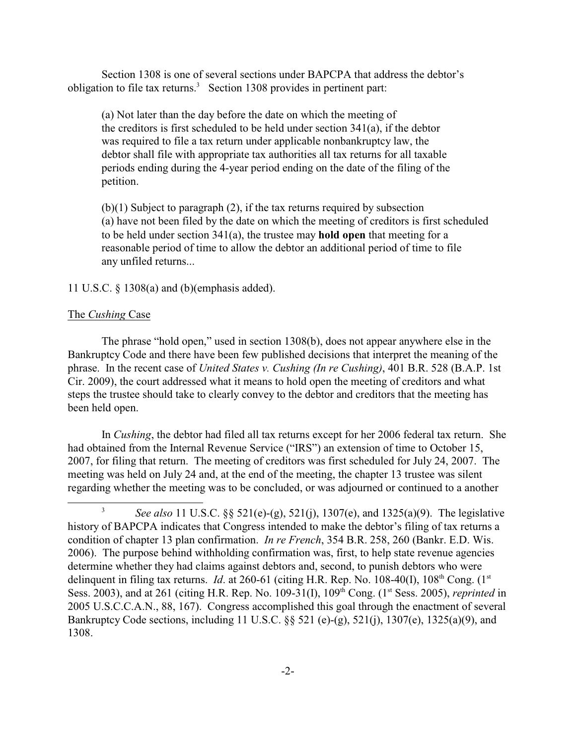Section 1308 is one of several sections under BAPCPA that address the debtor's obligation to file tax returns.[3] Section 1308 provides in pertinent part:

> (a) Not later than the day before the date on which the meeting of the creditors is first scheduled to be held under section 341(a), if the debtor was required to file a tax return under applicable nonbankruptcy law, the debtor shall file with appropriate tax authorities all tax returns for all taxable periods ending during the 4-year period ending on the date of the filing of the petition.
>
> (b)(1) Subject to paragraph (2), if the tax returns required by subsection (a) have not been filed by the date on which the meeting of creditors is first scheduled to be held under section 341(a), the trustee may **hold open** that meeting for a reasonable period of time to allow the debtor an additional period of time to file any unfiled returns...

11 U.S.C. § 1308(a) and (b)(emphasis added).

The *Cushing* Case

The phrase "hold open," used in section 1308(b), does not appear anywhere else in the Bankruptcy Code and there have been few published decisions that interpret the meaning of the phrase. In the recent case of *United States v. Cushing (In re Cushing)*, 401 B.R. 528 (B.A.P. 1st Cir. 2009), the court addressed what it means to hold open the meeting of creditors and what steps the trustee should take to clearly convey to the debtor and creditors that the meeting has been held open.

In *Cushing*, the debtor had filed all tax returns except for her 2006 federal tax return. She had obtained from the Internal Revenue Service ("IRS") an extension of time to October 15, 2007, for filing that return. The meeting of creditors was first scheduled for July 24, 2007. The meeting was held on July 24 and, at the end of the meeting, the chapter 13 trustee was silent regarding whether the meeting was to be concluded, or was adjourned or continued to a another

---

[3] *See also* 11 U.S.C. §§ 521(e)-(g), 521(j), 1307(e), and 1325(a)(9). The legislative history of BAPCPA indicates that Congress intended to make the debtor's filing of tax returns a condition of chapter 13 plan confirmation. *In re French*, 354 B.R. 258, 260 (Bankr. E.D. Wis. 2006). The purpose behind withholding confirmation was, first, to help state revenue agencies determine whether they had claims against debtors and, second, to punish debtors who were delinquent in filing tax returns. *Id*. at 260-61 (citing H.R. Rep. No. 108-40(I), 108th Cong. (1st Sess. 2003), and at 261 (citing H.R. Rep. No. 109-31(I), 109th Cong. (1st Sess. 2005), *reprinted* in 2005 U.S.C.C.A.N., 88, 167). Congress accomplished this goal through the enactment of several Bankruptcy Code sections, including 11 U.S.C. §§ 521 (e)-(g), 521(j), 1307(e), 1325(a)(9), and 1308.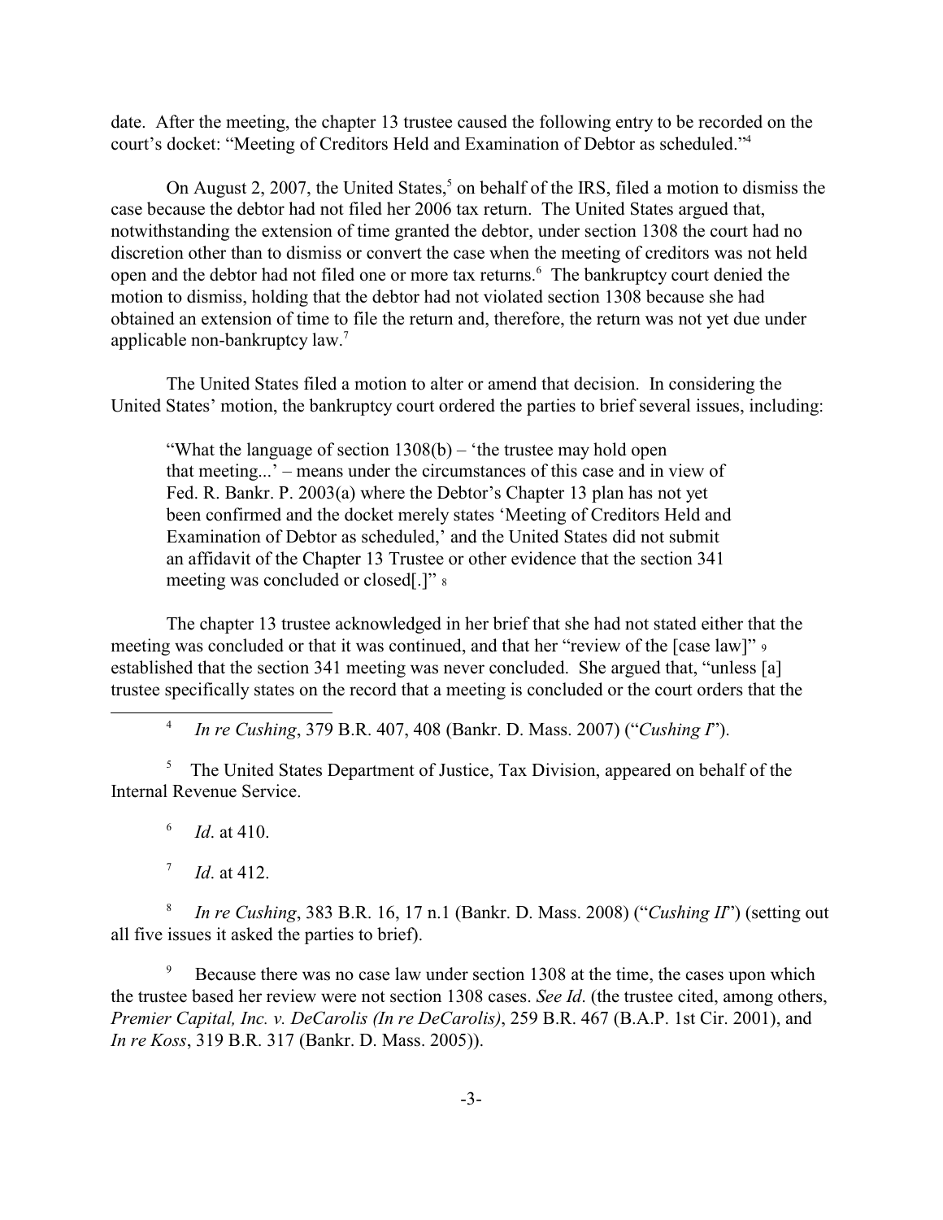date. After the meeting, the chapter 13 trustee caused the following entry to be recorded on the court's docket: "Meeting of Creditors Held and Examination of Debtor as scheduled."[4]

On August 2, 2007, the United States,[5] on behalf of the IRS, filed a motion to dismiss the case because the debtor had not filed her 2006 tax return. The United States argued that, notwithstanding the extension of time granted the debtor, under section 1308 the court had no discretion other than to dismiss or convert the case when the meeting of creditors was not held open and the debtor had not filed one or more tax returns.[6] The bankruptcy court denied the motion to dismiss, holding that the debtor had not violated section 1308 because she had obtained an extension of time to file the return and, therefore, the return was not yet due under applicable non-bankruptcy law.[7]

The United States filed a motion to alter or amend that decision. In considering the United States' motion, the bankruptcy court ordered the parties to brief several issues, including:

> "What the language of section 1308(b) – 'the trustee may hold open that meeting...' – means under the circumstances of this case and in view of Fed. R. Bankr. P. 2003(a) where the Debtor's Chapter 13 plan has not yet been confirmed and the docket merely states 'Meeting of Creditors Held and Examination of Debtor as scheduled,' and the United States did not submit an affidavit of the Chapter 13 Trustee or other evidence that the section 341 meeting was concluded or closed[.]" [8]

The chapter 13 trustee acknowledged in her brief that she had not stated either that the meeting was concluded or that it was continued, and that her "review of the [case law]" [9] established that the section 341 meeting was never concluded. She argued that, "unless [a] trustee specifically states on the record that a meeting is concluded or the court orders that the

---

[4] *In re Cushing*, 379 B.R. 407, 408 (Bankr. D. Mass. 2007) ("*Cushing I*").

[5] The United States Department of Justice, Tax Division, appeared on behalf of the Internal Revenue Service.

[6] *Id*. at 410.

[7] *Id*. at 412.

[8] *In re Cushing*, 383 B.R. 16, 17 n.1 (Bankr. D. Mass. 2008) ("*Cushing II*") (setting out all five issues it asked the parties to brief).

[9] Because there was no case law under section 1308 at the time, the cases upon which the trustee based her review were not section 1308 cases. *See Id*. (the trustee cited, among others, *Premier Capital, Inc. v. DeCarolis (In re DeCarolis)*, 259 B.R. 467 (B.A.P. 1st Cir. 2001), and *In re Koss*, 319 B.R. 317 (Bankr. D. Mass. 2005)).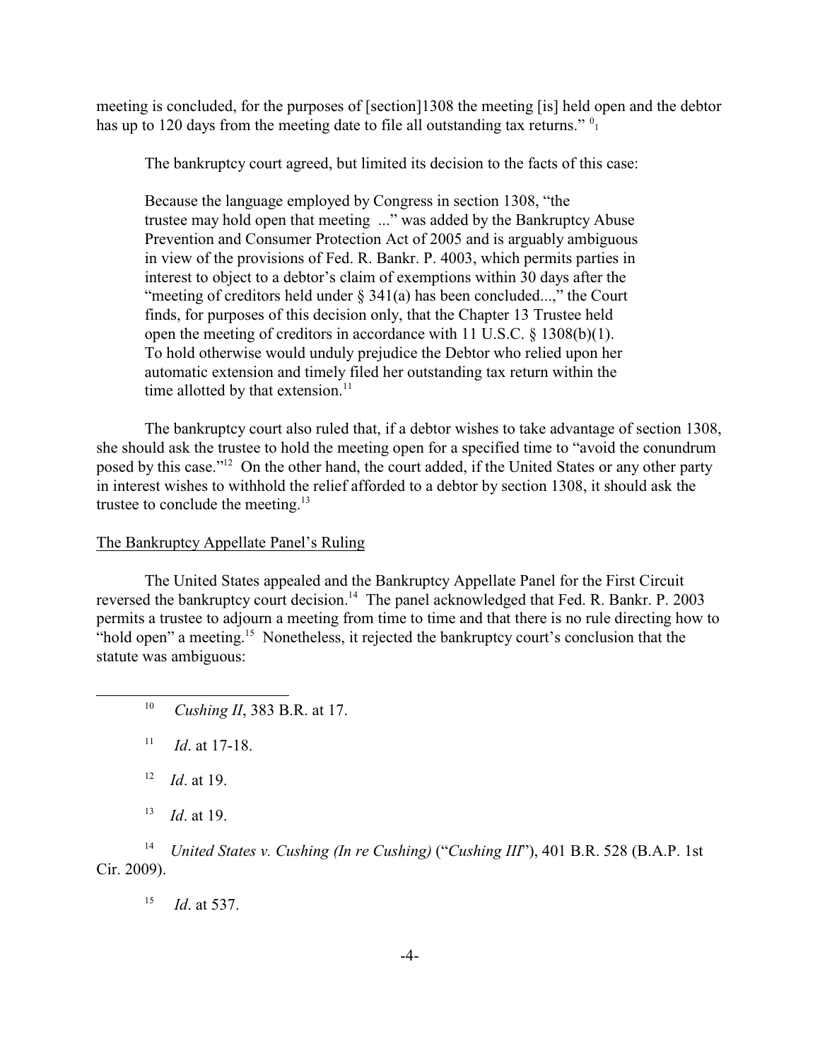meeting is concluded, for the purposes of [section]1308 the meeting [is] held open and the debtor has up to 120 days from the meeting date to file all outstanding tax returns." [10]

The bankruptcy court agreed, but limited its decision to the facts of this case:

> Because the language employed by Congress in section 1308, "the trustee may hold open that meeting ..." was added by the Bankruptcy Abuse Prevention and Consumer Protection Act of 2005 and is arguably ambiguous in view of the provisions of Fed. R. Bankr. P. 4003, which permits parties in interest to object to a debtor's claim of exemptions within 30 days after the "meeting of creditors held under § 341(a) has been concluded...," the Court finds, for purposes of this decision only, that the Chapter 13 Trustee held open the meeting of creditors in accordance with 11 U.S.C. § 1308(b)(1). To hold otherwise would unduly prejudice the Debtor who relied upon her automatic extension and timely filed her outstanding tax return within the time allotted by that extension.[11]

The bankruptcy court also ruled that, if a debtor wishes to take advantage of section 1308, she should ask the trustee to hold the meeting open for a specified time to "avoid the conundrum posed by this case."[12] On the other hand, the court added, if the United States or any other party in interest wishes to withhold the relief afforded to a debtor by section 1308, it should ask the trustee to conclude the meeting.[13]

## The Bankruptcy Appellate Panel's Ruling

The United States appealed and the Bankruptcy Appellate Panel for the First Circuit reversed the bankruptcy court decision.[14] The panel acknowledged that Fed. R. Bankr. P. 2003 permits a trustee to adjourn a meeting from time to time and that there is no rule directing how to "hold open" a meeting.[15] Nonetheless, it rejected the bankruptcy court's conclusion that the statute was ambiguous:

---

[10] *Cushing II*, 383 B.R. at 17.

[11] *Id*. at 17-18.

[12] *Id*. at 19.

[13] *Id*. at 19.

[14] *United States v. Cushing (In re Cushing)* ("*Cushing III*"), 401 B.R. 528 (B.A.P. 1st Cir. 2009).

[15] *Id*. at 537.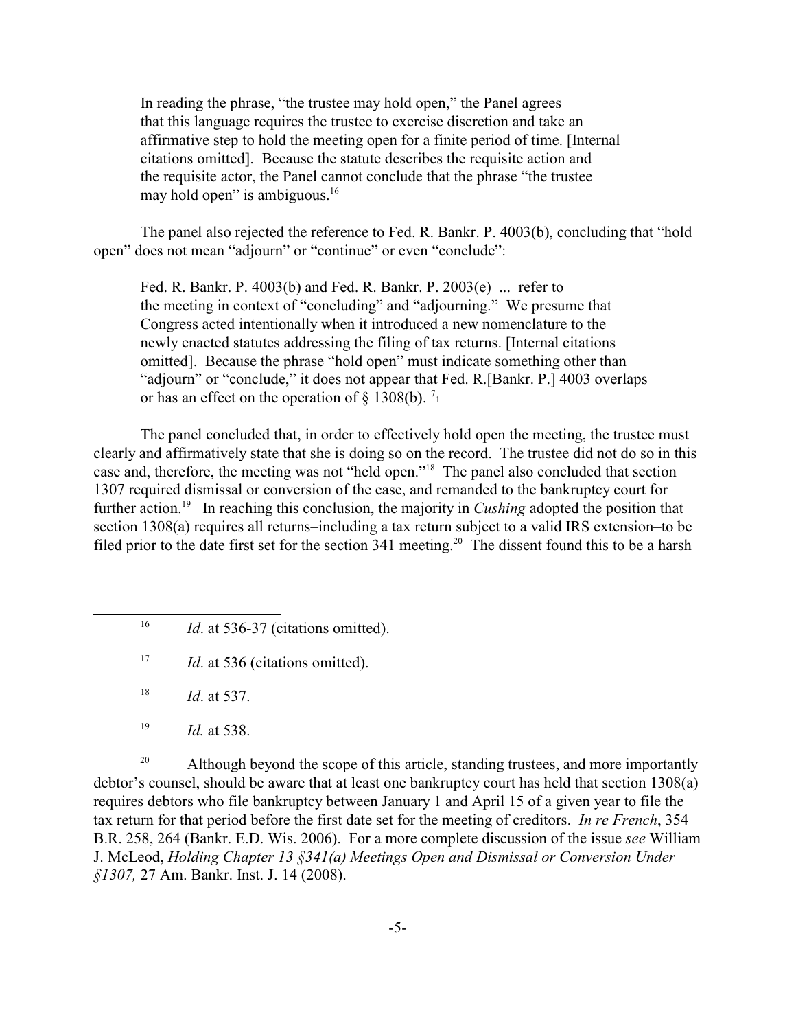> In reading the phrase, "the trustee may hold open," the Panel agrees that this language requires the trustee to exercise discretion and take an affirmative step to hold the meeting open for a finite period of time. [Internal citations omitted]. Because the statute describes the requisite action and the requisite actor, the Panel cannot conclude that the phrase "the trustee may hold open" is ambiguous.[16]

The panel also rejected the reference to Fed. R. Bankr. P. 4003(b), concluding that "hold open" does not mean "adjourn" or "continue" or even "conclude":

> Fed. R. Bankr. P. 4003(b) and Fed. R. Bankr. P. 2003(e) ... refer to the meeting in context of "concluding" and "adjourning." We presume that Congress acted intentionally when it introduced a new nomenclature to the newly enacted statutes addressing the filing of tax returns. [Internal citations omitted]. Because the phrase "hold open" must indicate something other than "adjourn" or "conclude," it does not appear that Fed. R.[Bankr. P.] 4003 overlaps or has an effect on the operation of § 1308(b).[7][1]

The panel concluded that, in order to effectively hold open the meeting, the trustee must clearly and affirmatively state that she is doing so on the record. The trustee did not do so in this case and, therefore, the meeting was not "held open."[18] The panel also concluded that section 1307 required dismissal or conversion of the case, and remanded to the bankruptcy court for further action.[19] In reaching this conclusion, the majority in *Cushing* adopted the position that section 1308(a) requires all returns–including a tax return subject to a valid IRS extension–to be filed prior to the date first set for the section 341 meeting.[20] The dissent found this to be a harsh

---

[16] *Id*. at 536-37 (citations omitted).

[17] *Id*. at 536 (citations omitted).

[18] *Id*. at 537.

[19] *Id.* at 538.

[20] Although beyond the scope of this article, standing trustees, and more importantly debtor's counsel, should be aware that at least one bankruptcy court has held that section 1308(a) requires debtors who file bankruptcy between January 1 and April 15 of a given year to file the tax return for that period before the first date set for the meeting of creditors. *In re French*, 354 B.R. 258, 264 (Bankr. E.D. Wis. 2006). For a more complete discussion of the issue *see* William J. McLeod, *Holding Chapter 13 §341(a) Meetings Open and Dismissal or Conversion Under §1307,* 27 Am. Bankr. Inst. J. 14 (2008).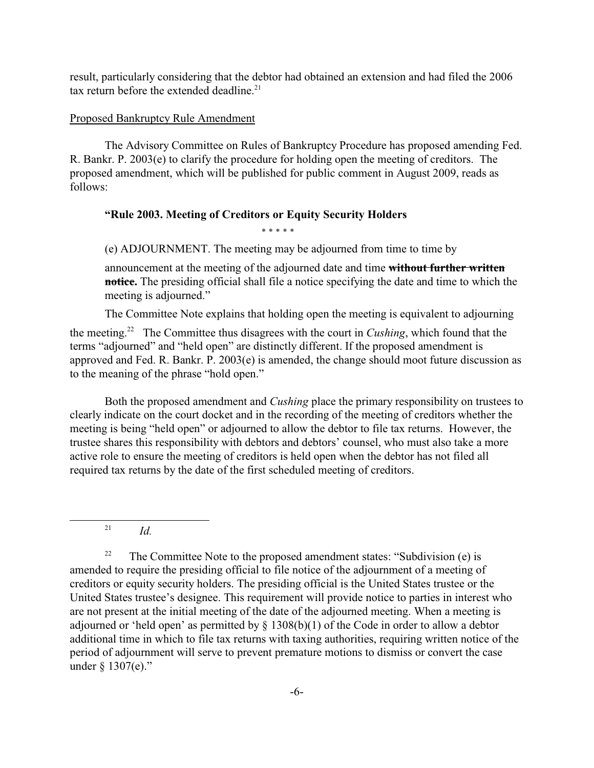result, particularly considering that the debtor had obtained an extension and had filed the 2006 tax return before the extended deadline.[21]

Proposed Bankruptcy Rule Amendment

The Advisory Committee on Rules of Bankruptcy Procedure has proposed amending Fed. R. Bankr. P. 2003(e) to clarify the procedure for holding open the meeting of creditors. The proposed amendment, which will be published for public comment in August 2009, reads as follows:

> **"Rule 2003. Meeting of Creditors or Equity Security Holders**
>
> \* \* \* \* \*
>
> (e) ADJOURNMENT. The meeting may be adjourned from time to time by announcement at the meeting of the adjourned date and time ~~**without further written notice.**~~ The presiding official shall file a notice specifying the date and time to which the meeting is adjourned."

The Committee Note explains that holding open the meeting is equivalent to adjourning the meeting.[22] The Committee thus disagrees with the court in *Cushing*, which found that the terms "adjourned" and "held open" are distinctly different. If the proposed amendment is approved and Fed. R. Bankr. P. 2003(e) is amended, the change should moot future discussion as to the meaning of the phrase "hold open."

Both the proposed amendment and *Cushing* place the primary responsibility on trustees to clearly indicate on the court docket and in the recording of the meeting of creditors whether the meeting is being "held open" or adjourned to allow the debtor to file tax returns. However, the trustee shares this responsibility with debtors and debtors' counsel, who must also take a more active role to ensure the meeting of creditors is held open when the debtor has not filed all required tax returns by the date of the first scheduled meeting of creditors.

---

[21] *Id.*

[22] The Committee Note to the proposed amendment states: "Subdivision (e) is amended to require the presiding official to file notice of the adjournment of a meeting of creditors or equity security holders. The presiding official is the United States trustee or the United States trustee's designee. This requirement will provide notice to parties in interest who are not present at the initial meeting of the date of the adjourned meeting. When a meeting is adjourned or 'held open' as permitted by § 1308(b)(1) of the Code in order to allow a debtor additional time in which to file tax returns with taxing authorities, requiring written notice of the period of adjournment will serve to prevent premature motions to dismiss or convert the case under § 1307(e)."